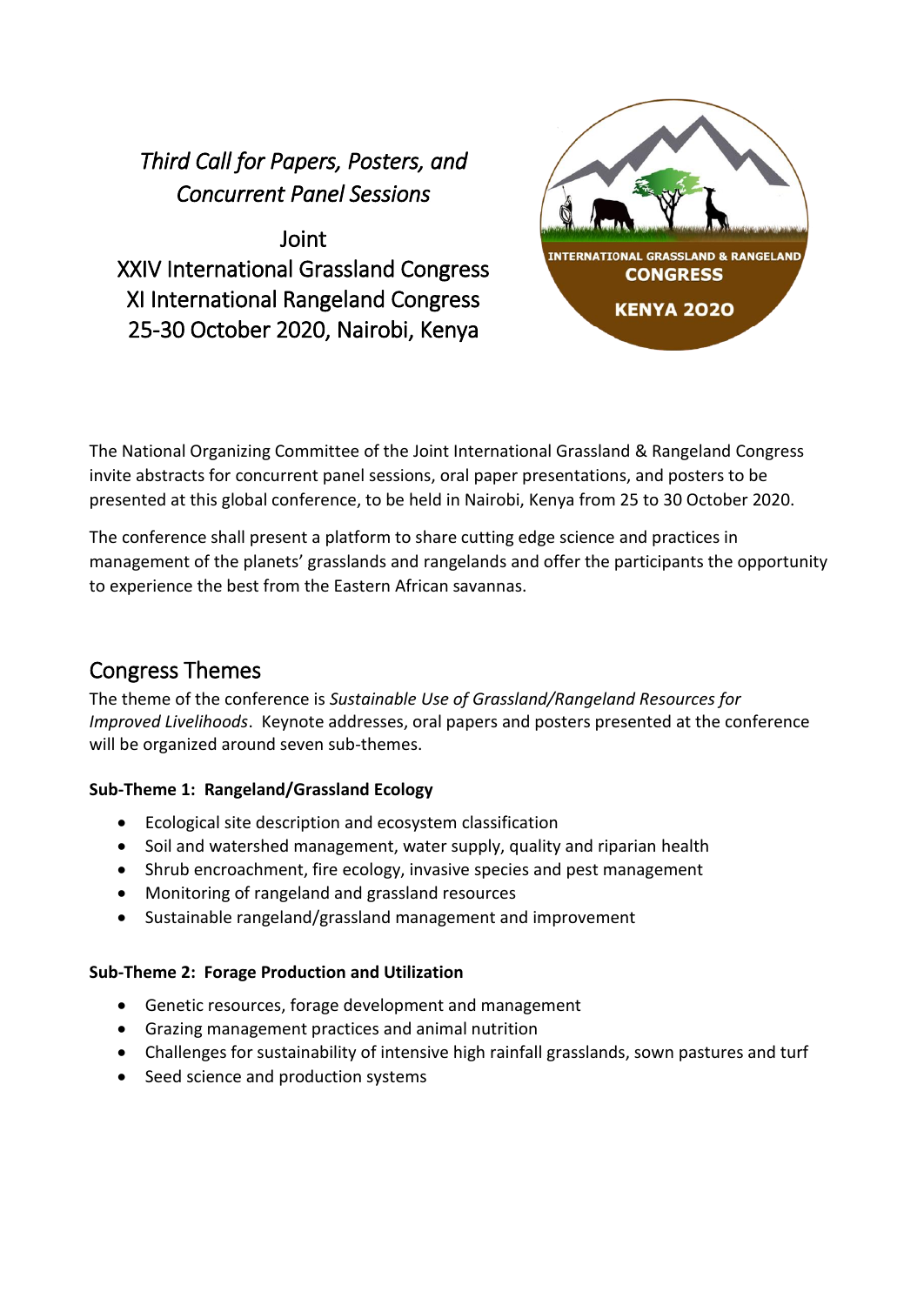*Third Call for Papers, Posters, and Concurrent Panel Sessions*

Joint
XXIV International Grassland Congress
XI International Rangeland Congress
25-30 October 2020, Nairobi, Kenya

The National Organizing Committee of the Joint International Grassland & Rangeland Congress invite abstracts for concurrent panel sessions, oral paper presentations, and posters to be presented at this global conference, to be held in Nairobi, Kenya from 25 to 30 October 2020.

The conference shall present a platform to share cutting edge science and practices in management of the planets' grasslands and rangelands and offer the participants the opportunity to experience the best from the Eastern African savannas.

## Congress Themes

The theme of the conference is *Sustainable Use of Grassland/Rangeland Resources for Improved Livelihoods*. Keynote addresses, oral papers and posters presented at the conference will be organized around seven sub-themes.

**Sub-Theme 1: Rangeland/Grassland Ecology**

- Ecological site description and ecosystem classification
- Soil and watershed management, water supply, quality and riparian health
- Shrub encroachment, fire ecology, invasive species and pest management
- Monitoring of rangeland and grassland resources
- Sustainable rangeland/grassland management and improvement

**Sub-Theme 2: Forage Production and Utilization**

- Genetic resources, forage development and management
- Grazing management practices and animal nutrition
- Challenges for sustainability of intensive high rainfall grasslands, sown pastures and turf
- Seed science and production systems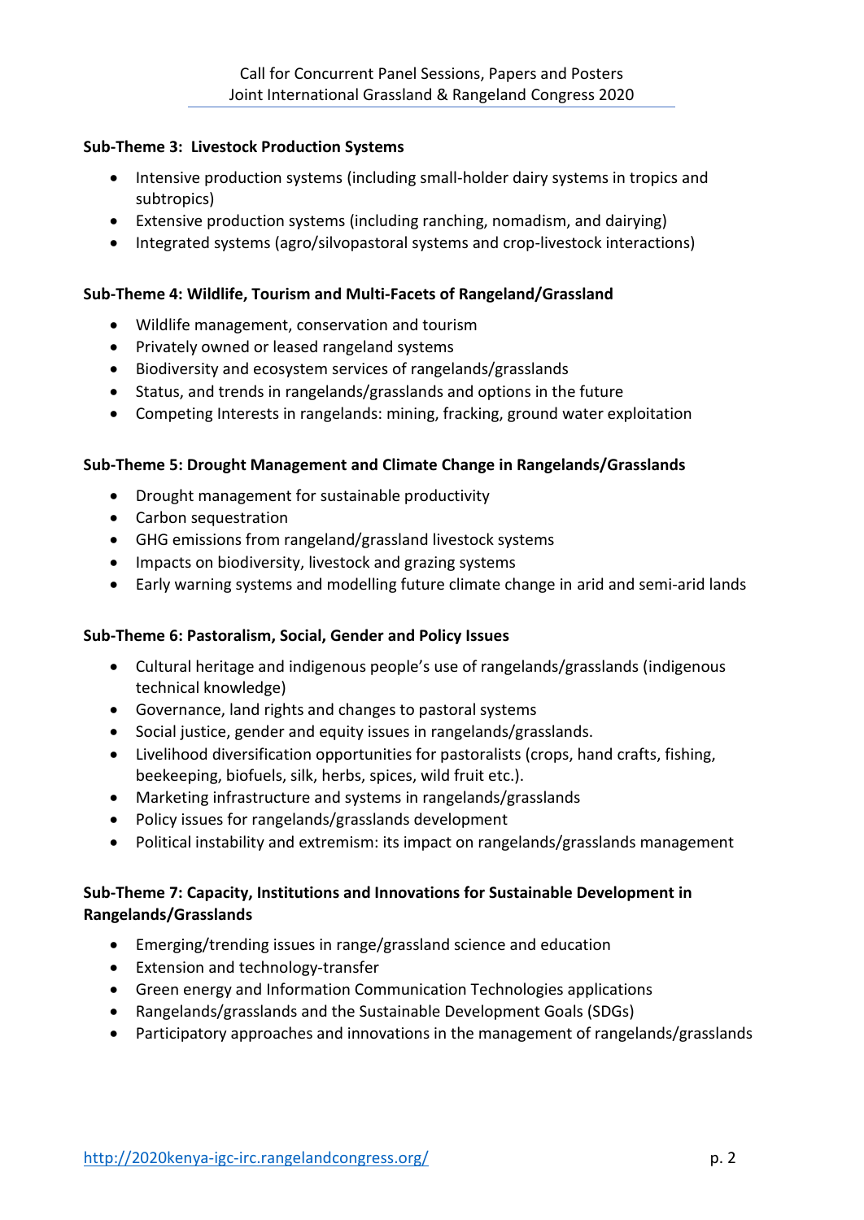**Sub-Theme 3: Livestock Production Systems**

- Intensive production systems (including small-holder dairy systems in tropics and subtropics)
- Extensive production systems (including ranching, nomadism, and dairying)
- Integrated systems (agro/silvopastoral systems and crop-livestock interactions)

**Sub-Theme 4: Wildlife, Tourism and Multi-Facets of Rangeland/Grassland**

- Wildlife management, conservation and tourism
- Privately owned or leased rangeland systems
- Biodiversity and ecosystem services of rangelands/grasslands
- Status, and trends in rangelands/grasslands and options in the future
- Competing Interests in rangelands: mining, fracking, ground water exploitation

**Sub-Theme 5: Drought Management and Climate Change in Rangelands/Grasslands**

- Drought management for sustainable productivity
- Carbon sequestration
- GHG emissions from rangeland/grassland livestock systems
- Impacts on biodiversity, livestock and grazing systems
- Early warning systems and modelling future climate change in arid and semi-arid lands

**Sub-Theme 6: Pastoralism, Social, Gender and Policy Issues**

- Cultural heritage and indigenous people's use of rangelands/grasslands (indigenous technical knowledge)
- Governance, land rights and changes to pastoral systems
- Social justice, gender and equity issues in rangelands/grasslands.
- Livelihood diversification opportunities for pastoralists (crops, hand crafts, fishing, beekeeping, biofuels, silk, herbs, spices, wild fruit etc.).
- Marketing infrastructure and systems in rangelands/grasslands
- Policy issues for rangelands/grasslands development
- Political instability and extremism: its impact on rangelands/grasslands management

**Sub-Theme 7: Capacity, Institutions and Innovations for Sustainable Development in Rangelands/Grasslands**

- Emerging/trending issues in range/grassland science and education
- Extension and technology-transfer
- Green energy and Information Communication Technologies applications
- Rangelands/grasslands and the Sustainable Development Goals (SDGs)
- Participatory approaches and innovations in the management of rangelands/grasslands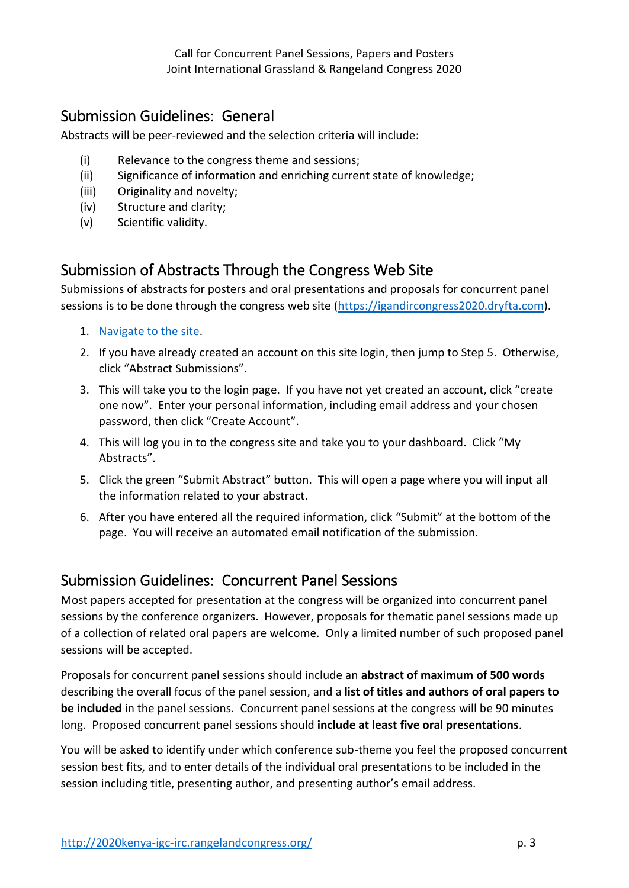## Submission Guidelines: General

Abstracts will be peer-reviewed and the selection criteria will include:

(i) Relevance to the congress theme and sessions;
(ii) Significance of information and enriching current state of knowledge;
(iii) Originality and novelty;
(iv) Structure and clarity;
(v) Scientific validity.

## Submission of Abstracts Through the Congress Web Site

Submissions of abstracts for posters and oral presentations and proposals for concurrent panel sessions is to be done through the congress web site (https://igandircongress2020.dryfta.com).

1. Navigate to the site.
2. If you have already created an account on this site login, then jump to Step 5. Otherwise, click "Abstract Submissions".
3. This will take you to the login page. If you have not yet created an account, click "create one now". Enter your personal information, including email address and your chosen password, then click "Create Account".
4. This will log you in to the congress site and take you to your dashboard. Click "My Abstracts".
5. Click the green "Submit Abstract" button. This will open a page where you will input all the information related to your abstract.
6. After you have entered all the required information, click "Submit" at the bottom of the page. You will receive an automated email notification of the submission.

## Submission Guidelines: Concurrent Panel Sessions

Most papers accepted for presentation at the congress will be organized into concurrent panel sessions by the conference organizers. However, proposals for thematic panel sessions made up of a collection of related oral papers are welcome. Only a limited number of such proposed panel sessions will be accepted.

Proposals for concurrent panel sessions should include an **abstract of maximum of 500 words** describing the overall focus of the panel session, and a **list of titles and authors of oral papers to be included** in the panel sessions. Concurrent panel sessions at the congress will be 90 minutes long. Proposed concurrent panel sessions should **include at least five oral presentations**.

You will be asked to identify under which conference sub-theme you feel the proposed concurrent session best fits, and to enter details of the individual oral presentations to be included in the session including title, presenting author, and presenting author's email address.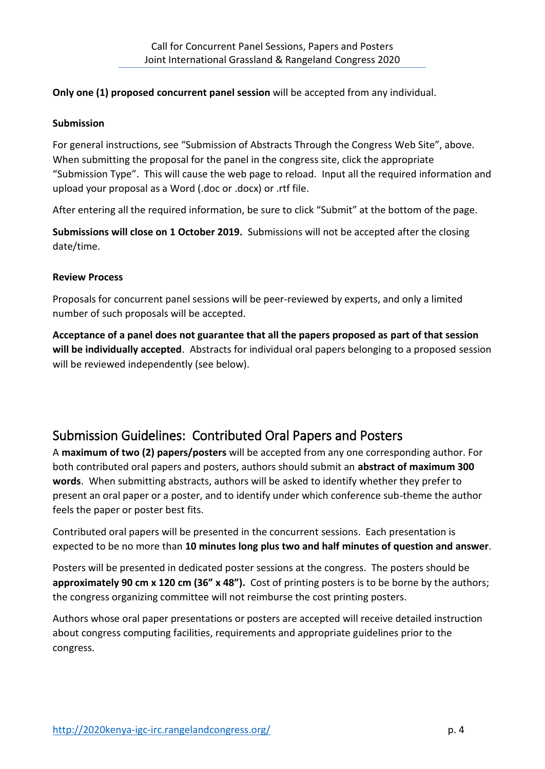**Only one (1) proposed concurrent panel session** will be accepted from any individual.

**Submission**

For general instructions, see "Submission of Abstracts Through the Congress Web Site", above. When submitting the proposal for the panel in the congress site, click the appropriate "Submission Type". This will cause the web page to reload. Input all the required information and upload your proposal as a Word (.doc or .docx) or .rtf file.

After entering all the required information, be sure to click "Submit" at the bottom of the page.

**Submissions will close on 1 October 2019.** Submissions will not be accepted after the closing date/time.

**Review Process**

Proposals for concurrent panel sessions will be peer-reviewed by experts, and only a limited number of such proposals will be accepted.

**Acceptance of a panel does not guarantee that all the papers proposed as part of that session will be individually accepted**. Abstracts for individual oral papers belonging to a proposed session will be reviewed independently (see below).

## Submission Guidelines: Contributed Oral Papers and Posters

A **maximum of two (2) papers/posters** will be accepted from any one corresponding author. For both contributed oral papers and posters, authors should submit an **abstract of maximum 300 words**. When submitting abstracts, authors will be asked to identify whether they prefer to present an oral paper or a poster, and to identify under which conference sub-theme the author feels the paper or poster best fits.

Contributed oral papers will be presented in the concurrent sessions. Each presentation is expected to be no more than **10 minutes long plus two and half minutes of question and answer**.

Posters will be presented in dedicated poster sessions at the congress. The posters should be **approximately 90 cm x 120 cm (36" x 48").** Cost of printing posters is to be borne by the authors; the congress organizing committee will not reimburse the cost printing posters.

Authors whose oral paper presentations or posters are accepted will receive detailed instruction about congress computing facilities, requirements and appropriate guidelines prior to the congress.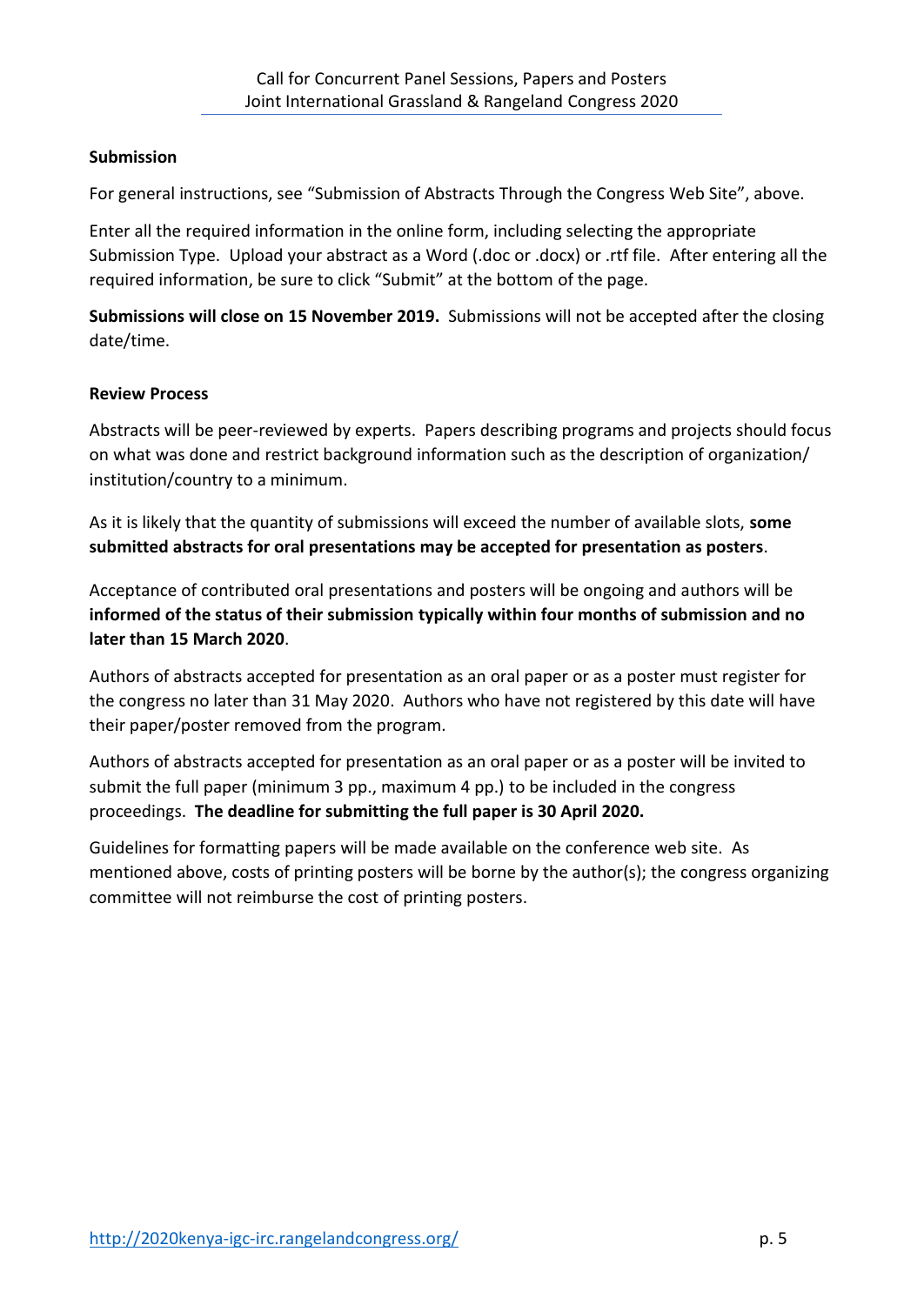**Submission**

For general instructions, see "Submission of Abstracts Through the Congress Web Site", above.

Enter all the required information in the online form, including selecting the appropriate Submission Type. Upload your abstract as a Word (.doc or .docx) or .rtf file. After entering all the required information, be sure to click "Submit" at the bottom of the page.

**Submissions will close on 15 November 2019.** Submissions will not be accepted after the closing date/time.

**Review Process**

Abstracts will be peer-reviewed by experts. Papers describing programs and projects should focus on what was done and restrict background information such as the description of organization/ institution/country to a minimum.

As it is likely that the quantity of submissions will exceed the number of available slots, **some submitted abstracts for oral presentations may be accepted for presentation as posters**.

Acceptance of contributed oral presentations and posters will be ongoing and authors will be **informed of the status of their submission typically within four months of submission and no later than 15 March 2020**.

Authors of abstracts accepted for presentation as an oral paper or as a poster must register for the congress no later than 31 May 2020. Authors who have not registered by this date will have their paper/poster removed from the program.

Authors of abstracts accepted for presentation as an oral paper or as a poster will be invited to submit the full paper (minimum 3 pp., maximum 4 pp.) to be included in the congress proceedings. **The deadline for submitting the full paper is 30 April 2020.**

Guidelines for formatting papers will be made available on the conference web site. As mentioned above, costs of printing posters will be borne by the author(s); the congress organizing committee will not reimburse the cost of printing posters.